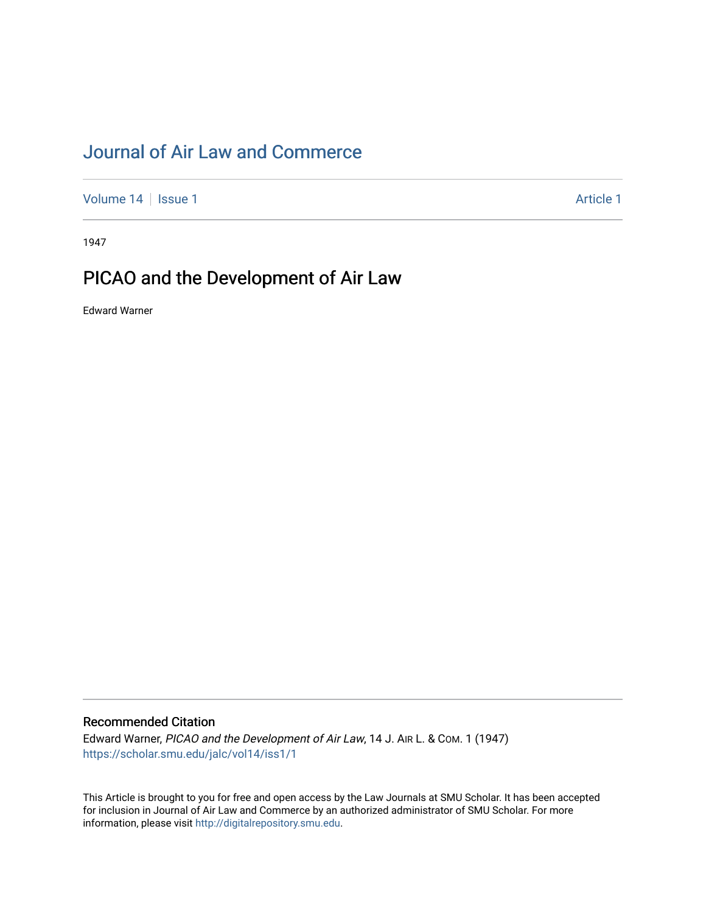# Journal of Air Law and Commerce

Volume 14 | Issue 1 | Article 1

1947

## PICAO and the Development of Air Law

Edward Warner

### Recommended Citation

Edward Warner, *PICAO and the Development of Air Law*, 14 J. AIR L. & COM. 1 (1947)
https://scholar.smu.edu/jalc/vol14/iss1/1

This Article is brought to you for free and open access by the Law Journals at SMU Scholar. It has been accepted for inclusion in Journal of Air Law and Commerce by an authorized administrator of SMU Scholar. For more information, please visit http://digitalrepository.smu.edu.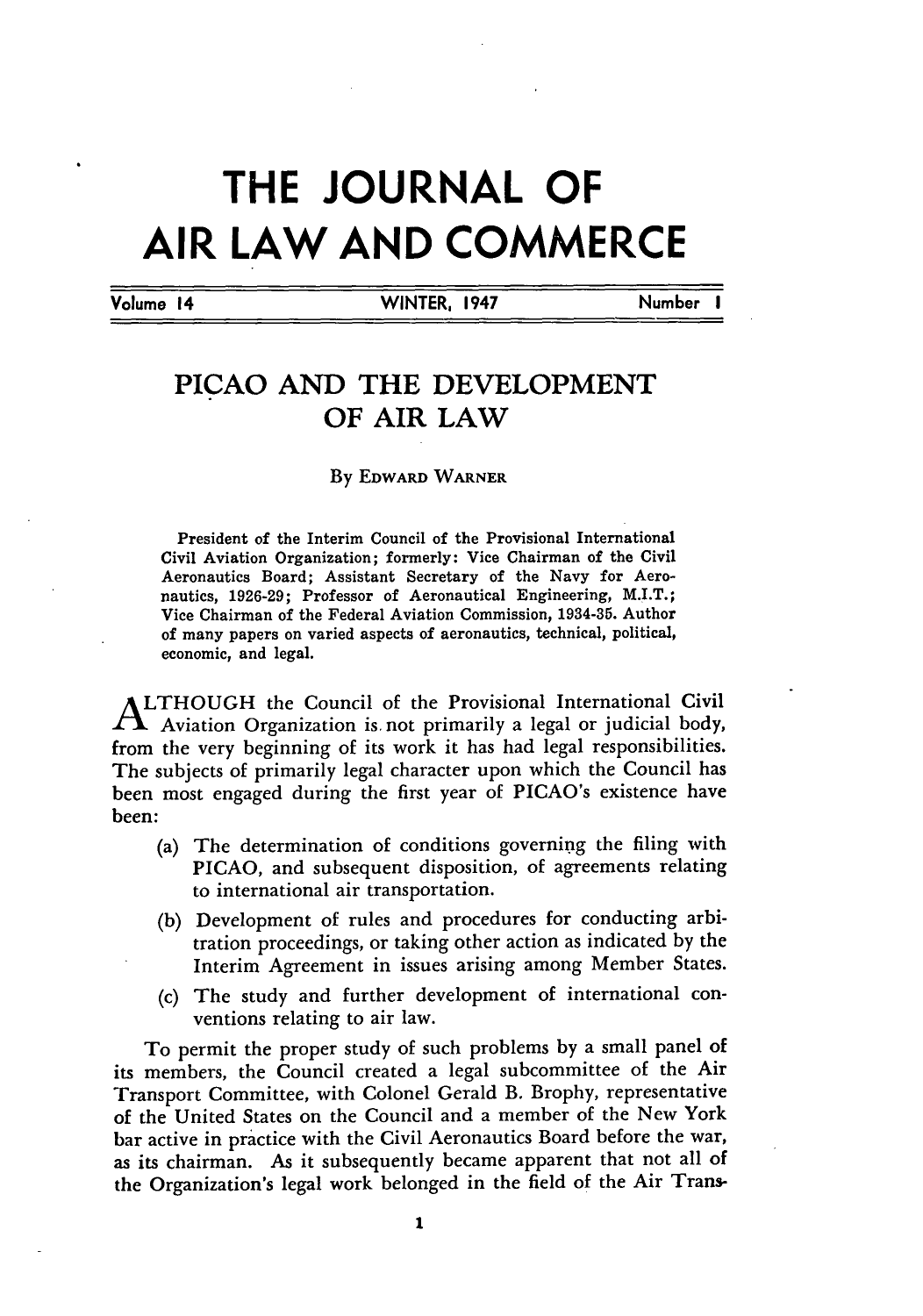# THE JOURNAL OF AIR LAW AND COMMERCE

Volume 14 WINTER, 1947 Number 1

## PICAO AND THE DEVELOPMENT OF AIR LAW

By EDWARD WARNER

President of the Interim Council of the Provisional International Civil Aviation Organization; formerly: Vice Chairman of the Civil Aeronautics Board; Assistant Secretary of the Navy for Aeronautics, 1926-29; Professor of Aeronautical Engineering, M.I.T.; Vice Chairman of the Federal Aviation Commission, 1934-35. Author of many papers on varied aspects of aeronautics, technical, political, economic, and legal.

ALTHOUGH the Council of the Provisional International Civil Aviation Organization is not primarily a legal or judicial body, from the very beginning of its work it has had legal responsibilities. The subjects of primarily legal character upon which the Council has been most engaged during the first year of PICAO's existence have been:

(a) The determination of conditions governing the filing with PICAO, and subsequent disposition, of agreements relating to international air transportation.

(b) Development of rules and procedures for conducting arbitration proceedings, or taking other action as indicated by the Interim Agreement in issues arising among Member States.

(c) The study and further development of international conventions relating to air law.

To permit the proper study of such problems by a small panel of its members, the Council created a legal subcommittee of the Air Transport Committee, with Colonel Gerald B. Brophy, representative of the United States on the Council and a member of the New York bar active in practice with the Civil Aeronautics Board before the war, as its chairman. As it subsequently became apparent that not all of the Organization's legal work belonged in the field of the Air Trans-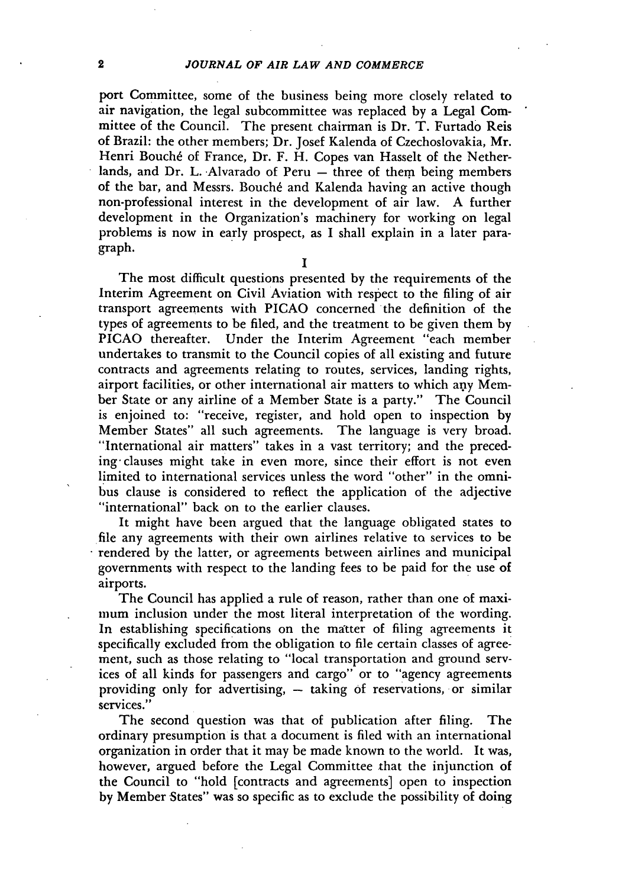port Committee, some of the business being more closely related to air navigation, the legal subcommittee was replaced by a Legal Committee of the Council. The present chairman is Dr. T. Furtado Reis of Brazil: the other members; Dr. Josef Kalenda of Czechoslovakia, Mr. Henri Bouché of France, Dr. F. H. Copes van Hasselt of the Netherlands, and Dr. L. Alvarado of Peru — three of them being members of the bar, and Messrs. Bouché and Kalenda having an active though non-professional interest in the development of air law. A further development in the Organization's machinery for working on legal problems is now in early prospect, as I shall explain in a later paragraph.

## I

The most difficult questions presented by the requirements of the Interim Agreement on Civil Aviation with respect to the filing of air transport agreements with PICAO concerned the definition of the types of agreements to be filed, and the treatment to be given them by PICAO thereafter. Under the Interim Agreement "each member undertakes to transmit to the Council copies of all existing and future contracts and agreements relating to routes, services, landing rights, airport facilities, or other international air matters to which any Member State or any airline of a Member State is a party." The Council is enjoined to: "receive, register, and hold open to inspection by Member States" all such agreements. The language is very broad. "International air matters" takes in a vast territory; and the preceding clauses might take in even more, since their effort is not even limited to international services unless the word "other" in the omnibus clause is considered to reflect the application of the adjective "international" back on to the earlier clauses.

It might have been argued that the language obligated states to file any agreements with their own airlines relative to services to be rendered by the latter, or agreements between airlines and municipal governments with respect to the landing fees to be paid for the use of airports.

The Council has applied a rule of reason, rather than one of maximum inclusion under the most literal interpretation of the wording. In establishing specifications on the matter of filing agreements it specifically excluded from the obligation to file certain classes of agreement, such as those relating to "local transportation and ground services of all kinds for passengers and cargo" or to "agency agreements providing only for advertising, — taking of reservations, or similar services."

The second question was that of publication after filing. The ordinary presumption is that a document is filed with an international organization in order that it may be made known to the world. It was, however, argued before the Legal Committee that the injunction of the Council to "hold [contracts and agreements] open to inspection by Member States" was so specific as to exclude the possibility of doing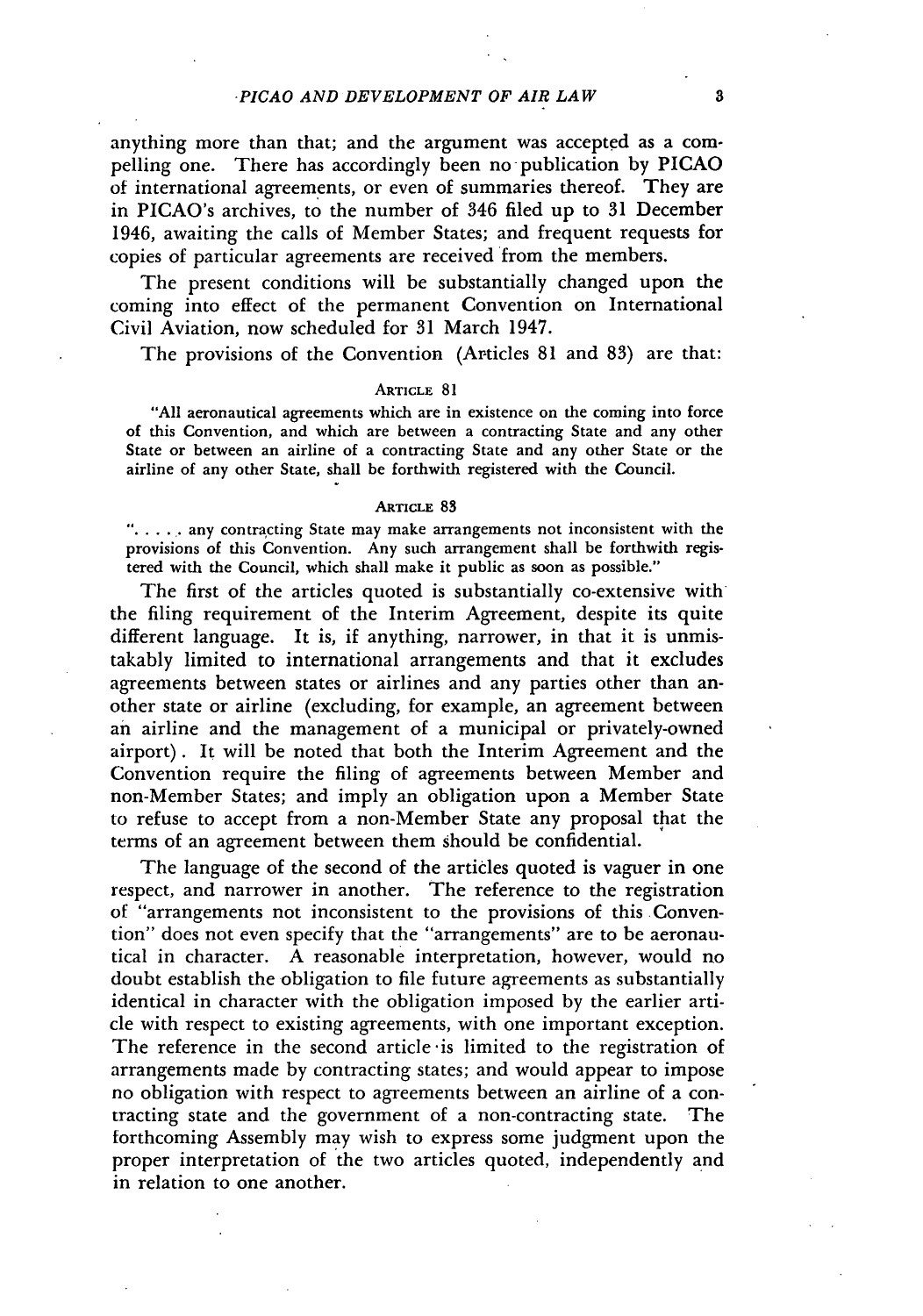anything more than that; and the argument was accepted as a compelling one. There has accordingly been no publication by PICAO of international agreements, or even of summaries thereof. They are in PICAO's archives, to the number of 346 filed up to 31 December 1946, awaiting the calls of Member States; and frequent requests for copies of particular agreements are received from the members.

The present conditions will be substantially changed upon the coming into effect of the permanent Convention on International Civil Aviation, now scheduled for 31 March 1947.

The provisions of the Convention (Articles 81 and 83) are that:

ARTICLE 81

"All aeronautical agreements which are in existence on the coming into force of this Convention, and which are between a contracting State and any other State or between an airline of a contracting State and any other State or the airline of any other State, shall be forthwith registered with the Council.

ARTICLE 83

". . . . . any contracting State may make arrangements not inconsistent with the provisions of this Convention. Any such arrangement shall be forthwith registered with the Council, which shall make it public as soon as possible."

The first of the articles quoted is substantially co-extensive with the filing requirement of the Interim Agreement, despite its quite different language. It is, if anything, narrower, in that it is unmistakably limited to international arrangements and that it excludes agreements between states or airlines and any parties other than another state or airline (excluding, for example, an agreement between an airline and the management of a municipal or privately-owned airport). It will be noted that both the Interim Agreement and the Convention require the filing of agreements between Member and non-Member States; and imply an obligation upon a Member State to refuse to accept from a non-Member State any proposal that the terms of an agreement between them should be confidential.

The language of the second of the articles quoted is vaguer in one respect, and narrower in another. The reference to the registration of "arrangements not inconsistent to the provisions of this Convention" does not even specify that the "arrangements" are to be aeronautical in character. A reasonable interpretation, however, would no doubt establish the obligation to file future agreements as substantially identical in character with the obligation imposed by the earlier article with respect to existing agreements, with one important exception. The reference in the second article is limited to the registration of arrangements made by contracting states; and would appear to impose no obligation with respect to agreements between an airline of a contracting state and the government of a non-contracting state. The forthcoming Assembly may wish to express some judgment upon the proper interpretation of the two articles quoted, independently and in relation to one another.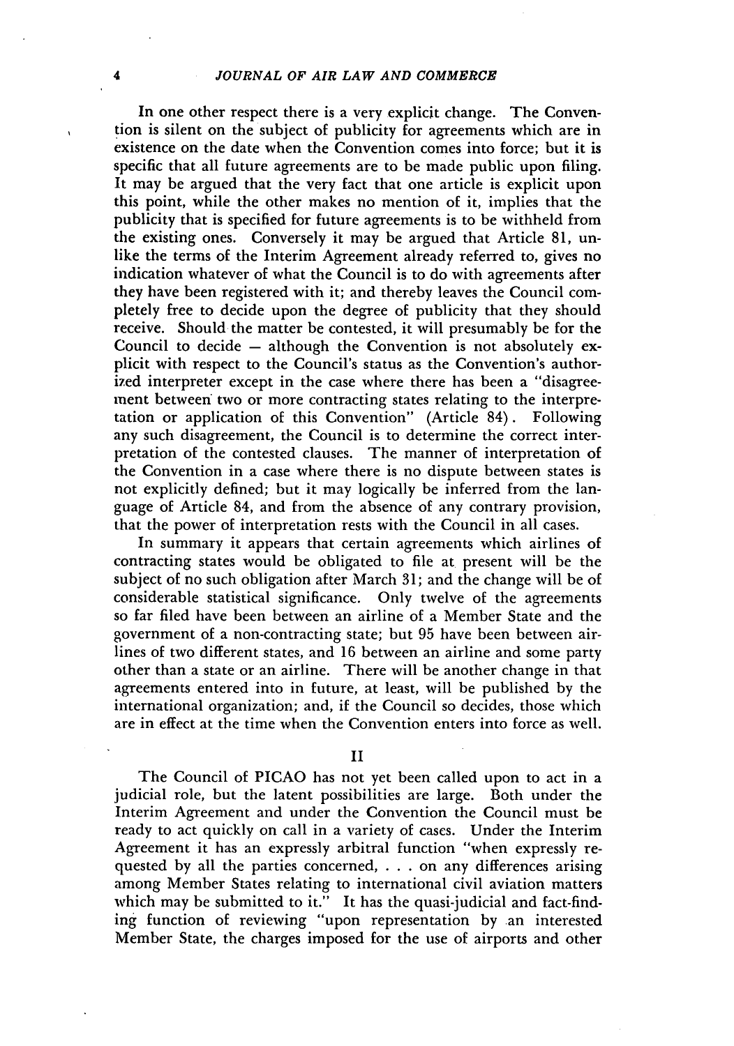In one other respect there is a very explicit change. The Convention is silent on the subject of publicity for agreements which are in existence on the date when the Convention comes into force; but it is specific that all future agreements are to be made public upon filing. It may be argued that the very fact that one article is explicit upon this point, while the other makes no mention of it, implies that the publicity that is specified for future agreements is to be withheld from the existing ones. Conversely it may be argued that Article 81, unlike the terms of the Interim Agreement already referred to, gives no indication whatever of what the Council is to do with agreements after they have been registered with it; and thereby leaves the Council completely free to decide upon the degree of publicity that they should receive. Should the matter be contested, it will presumably be for the Council to decide — although the Convention is not absolutely explicit with respect to the Council's status as the Convention's authorized interpreter except in the case where there has been a "disagreement between two or more contracting states relating to the interpretation or application of this Convention" (Article 84). Following any such disagreement, the Council is to determine the correct interpretation of the contested clauses. The manner of interpretation of the Convention in a case where there is no dispute between states is not explicitly defined; but it may logically be inferred from the language of Article 84, and from the absence of any contrary provision, that the power of interpretation rests with the Council in all cases.

In summary it appears that certain agreements which airlines of contracting states would be obligated to file at present will be the subject of no such obligation after March 31; and the change will be of considerable statistical significance. Only twelve of the agreements so far filed have been between an airline of a Member State and the government of a non-contracting state; but 95 have been between airlines of two different states, and 16 between an airline and some party other than a state or an airline. There will be another change in that agreements entered into in future, at least, will be published by the international organization; and, if the Council so decides, those which are in effect at the time when the Convention enters into force as well.

## II

The Council of PICAO has not yet been called upon to act in a judicial role, but the latent possibilities are large. Both under the Interim Agreement and under the Convention the Council must be ready to act quickly on call in a variety of cases. Under the Interim Agreement it has an expressly arbitral function "when expressly requested by all the parties concerned, . . . on any differences arising among Member States relating to international civil aviation matters which may be submitted to it." It has the quasi-judicial and fact-finding function of reviewing "upon representation by an interested Member State, the charges imposed for the use of airports and other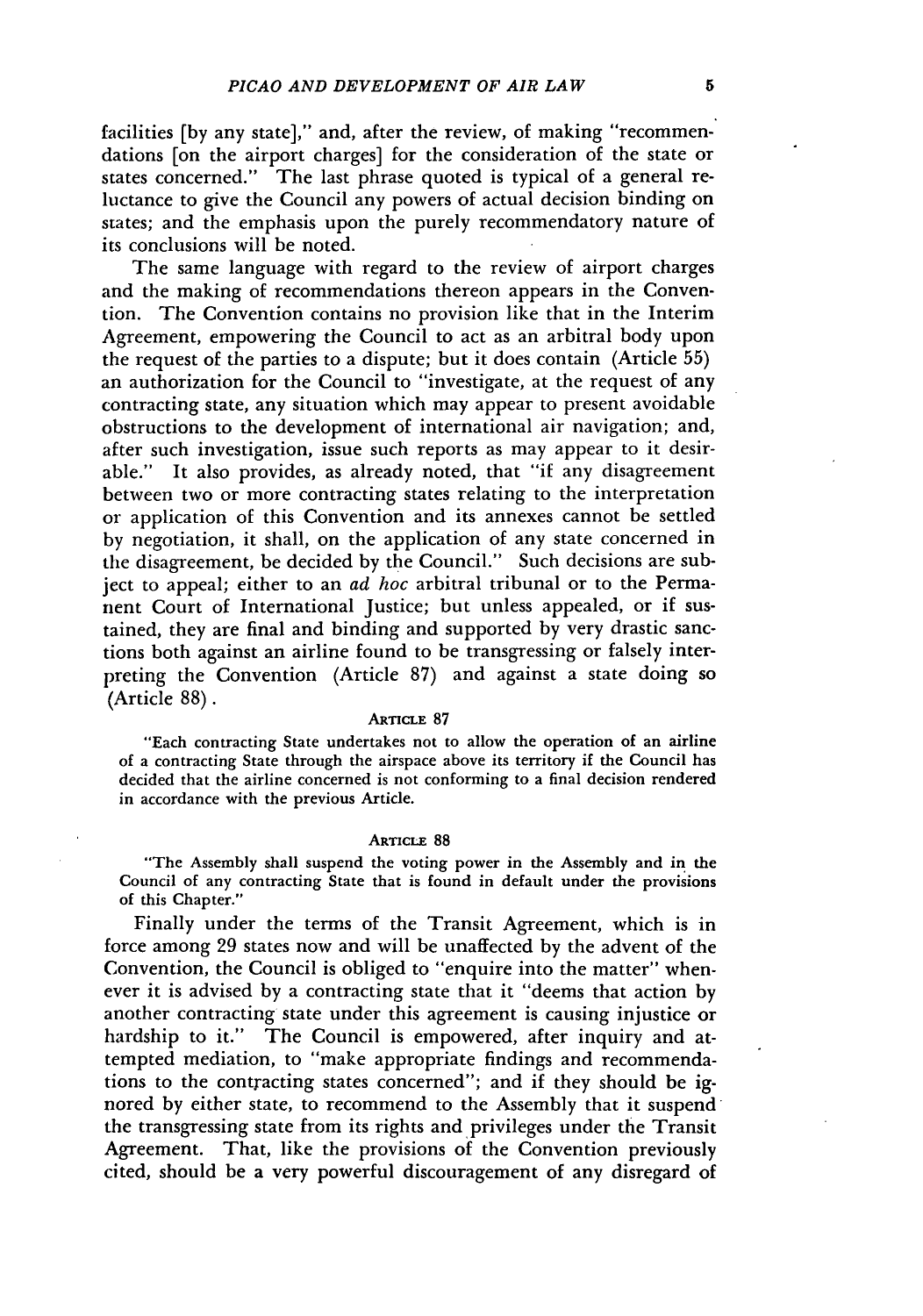facilities [by any state]," and, after the review, of making "recommendations [on the airport charges] for the consideration of the state or states concerned." The last phrase quoted is typical of a general reluctance to give the Council any powers of actual decision binding on states; and the emphasis upon the purely recommendatory nature of its conclusions will be noted.

The same language with regard to the review of airport charges and the making of recommendations thereon appears in the Convention. The Convention contains no provision like that in the Interim Agreement, empowering the Council to act as an arbitral body upon the request of the parties to a dispute; but it does contain (Article 55) an authorization for the Council to "investigate, at the request of any contracting state, any situation which may appear to present avoidable obstructions to the development of international air navigation; and, after such investigation, issue such reports as may appear to it desirable." It also provides, as already noted, that "if any disagreement between two or more contracting states relating to the interpretation or application of this Convention and its annexes cannot be settled by negotiation, it shall, on the application of any state concerned in the disagreement, be decided by the Council." Such decisions are subject to appeal; either to an *ad hoc* arbitral tribunal or to the Permanent Court of International Justice; but unless appealed, or if sustained, they are final and binding and supported by very drastic sanctions both against an airline found to be transgressing or falsely interpreting the Convention (Article 87) and against a state doing so (Article 88).

ARTICLE 87

"Each contracting State undertakes not to allow the operation of an airline of a contracting State through the airspace above its territory if the Council has decided that the airline concerned is not conforming to a final decision rendered in accordance with the previous Article.

ARTICLE 88

"The Assembly shall suspend the voting power in the Assembly and in the Council of any contracting State that is found in default under the provisions of this Chapter."

Finally under the terms of the Transit Agreement, which is in force among 29 states now and will be unaffected by the advent of the Convention, the Council is obliged to "enquire into the matter" whenever it is advised by a contracting state that it "deems that action by another contracting state under this agreement is causing injustice or hardship to it." The Council is empowered, after inquiry and attempted mediation, to "make appropriate findings and recommendations to the contracting states concerned"; and if they should be ignored by either state, to recommend to the Assembly that it suspend the transgressing state from its rights and privileges under the Transit Agreement. That, like the provisions of the Convention previously cited, should be a very powerful discouragement of any disregard of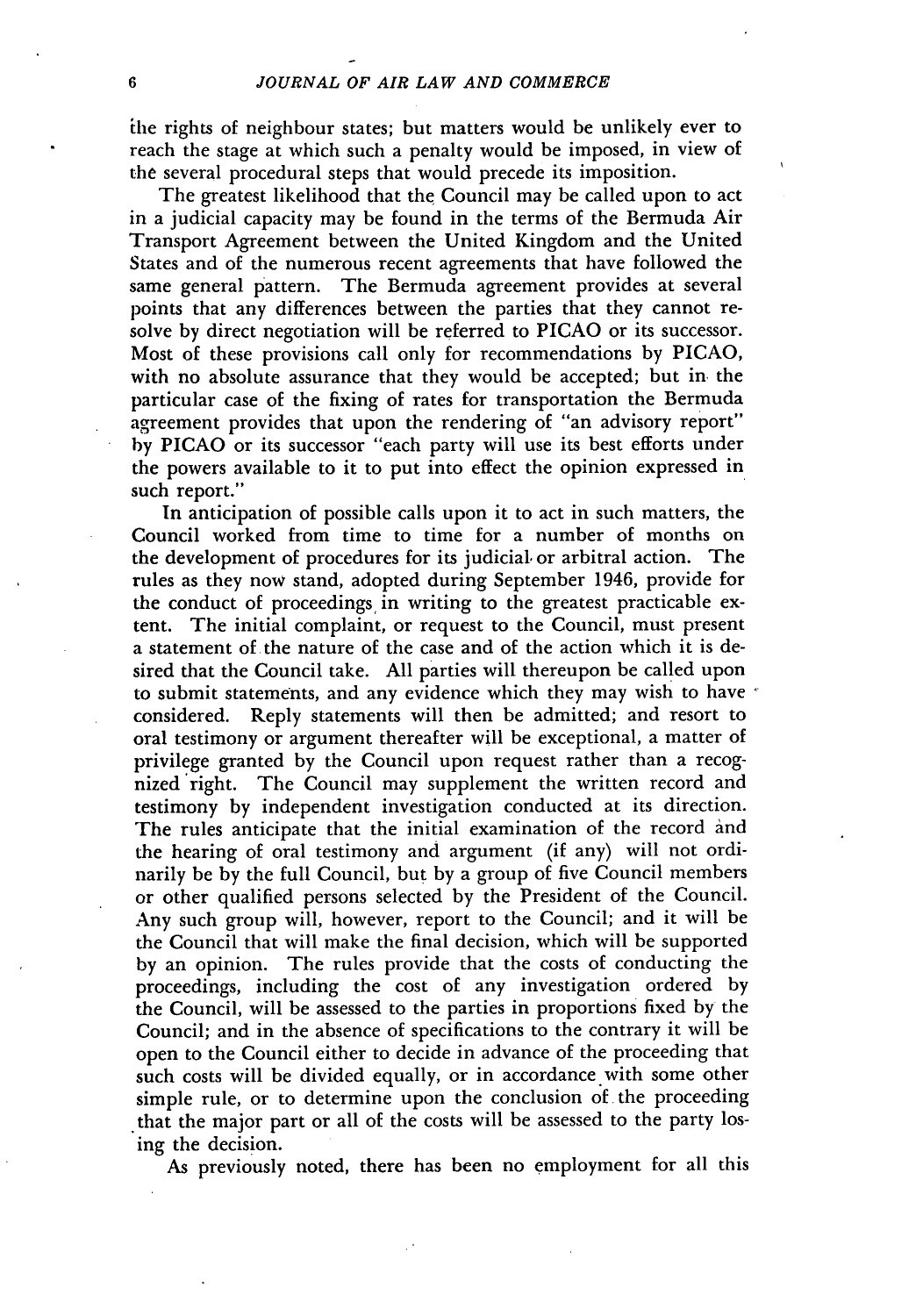the rights of neighbour states; but matters would be unlikely ever to reach the stage at which such a penalty would be imposed, in view of the several procedural steps that would precede its imposition.

The greatest likelihood that the Council may be called upon to act in a judicial capacity may be found in the terms of the Bermuda Air Transport Agreement between the United Kingdom and the United States and of the numerous recent agreements that have followed the same general pattern. The Bermuda agreement provides at several points that any differences between the parties that they cannot resolve by direct negotiation will be referred to PICAO or its successor. Most of these provisions call only for recommendations by PICAO, with no absolute assurance that they would be accepted; but in the particular case of the fixing of rates for transportation the Bermuda agreement provides that upon the rendering of "an advisory report" by PICAO or its successor "each party will use its best efforts under the powers available to it to put into effect the opinion expressed in such report."

In anticipation of possible calls upon it to act in such matters, the Council worked from time to time for a number of months on the development of procedures for its judicial or arbitral action. The rules as they now stand, adopted during September 1946, provide for the conduct of proceedings in writing to the greatest practicable extent. The initial complaint, or request to the Council, must present a statement of the nature of the case and of the action which it is desired that the Council take. All parties will thereupon be called upon to submit statements, and any evidence which they may wish to have considered. Reply statements will then be admitted; and resort to oral testimony or argument thereafter will be exceptional, a matter of privilege granted by the Council upon request rather than a recognized right. The Council may supplement the written record and testimony by independent investigation conducted at its direction. The rules anticipate that the initial examination of the record and the hearing of oral testimony and argument (if any) will not ordinarily be by the full Council, but by a group of five Council members or other qualified persons selected by the President of the Council. Any such group will, however, report to the Council; and it will be the Council that will make the final decision, which will be supported by an opinion. The rules provide that the costs of conducting the proceedings, including the cost of any investigation ordered by the Council, will be assessed to the parties in proportions fixed by the Council; and in the absence of specifications to the contrary it will be open to the Council either to decide in advance of the proceeding that such costs will be divided equally, or in accordance with some other simple rule, or to determine upon the conclusion of the proceeding that the major part or all of the costs will be assessed to the party losing the decision.

As previously noted, there has been no employment for all this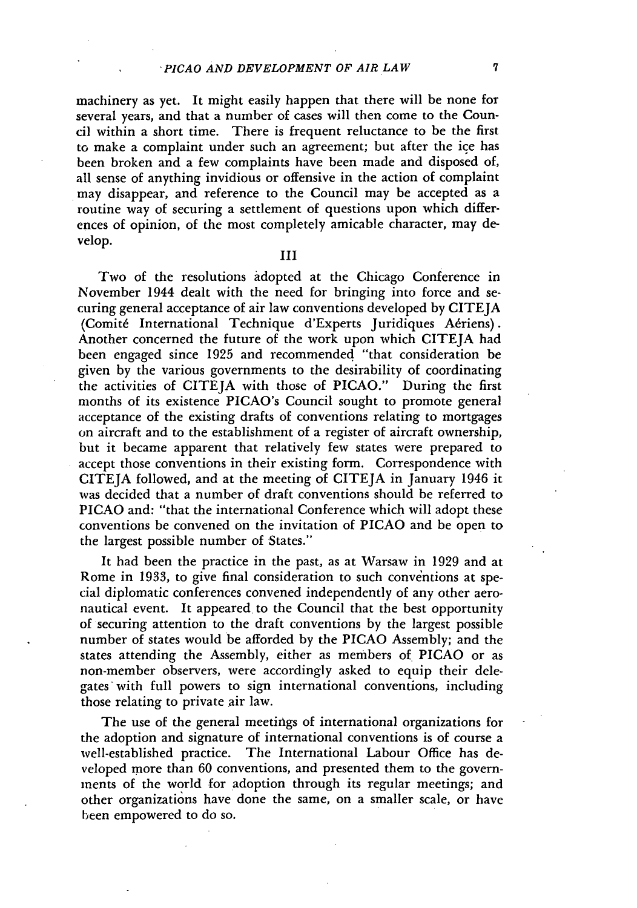machinery as yet. It might easily happen that there will be none for several years, and that a number of cases will then come to the Council within a short time. There is frequent reluctance to be the first to make a complaint under such an agreement; but after the ice has been broken and a few complaints have been made and disposed of, all sense of anything invidious or offensive in the action of complaint may disappear, and reference to the Council may be accepted as a routine way of securing a settlement of questions upon which differences of opinion, of the most completely amicable character, may develop.

## III

Two of the resolutions adopted at the Chicago Conference in November 1944 dealt with the need for bringing into force and securing general acceptance of air law conventions developed by CITEJA (Comité International Technique d'Experts Juridiques Aériens). Another concerned the future of the work upon which CITEJA had been engaged since 1925 and recommended "that consideration be given by the various governments to the desirability of coordinating the activities of CITEJA with those of PICAO." During the first months of its existence PICAO's Council sought to promote general acceptance of the existing drafts of conventions relating to mortgages on aircraft and to the establishment of a register of aircraft ownership, but it became apparent that relatively few states were prepared to accept those conventions in their existing form. Correspondence with CITEJA followed, and at the meeting of CITEJA in January 1946 it was decided that a number of draft conventions should be referred to PICAO and: "that the international Conference which will adopt these conventions be convened on the invitation of PICAO and be open to the largest possible number of States."

It had been the practice in the past, as at Warsaw in 1929 and at Rome in 1933, to give final consideration to such conventions at special diplomatic conferences convened independently of any other aeronautical event. It appeared to the Council that the best opportunity of securing attention to the draft conventions by the largest possible number of states would be afforded by the PICAO Assembly; and the states attending the Assembly, either as members of PICAO or as non-member observers, were accordingly asked to equip their delegates with full powers to sign international conventions, including those relating to private air law.

The use of the general meetings of international organizations for the adoption and signature of international conventions is of course a well-established practice. The International Labour Office has developed more than 60 conventions, and presented them to the governments of the world for adoption through its regular meetings; and other organizations have done the same, on a smaller scale, or have been empowered to do so.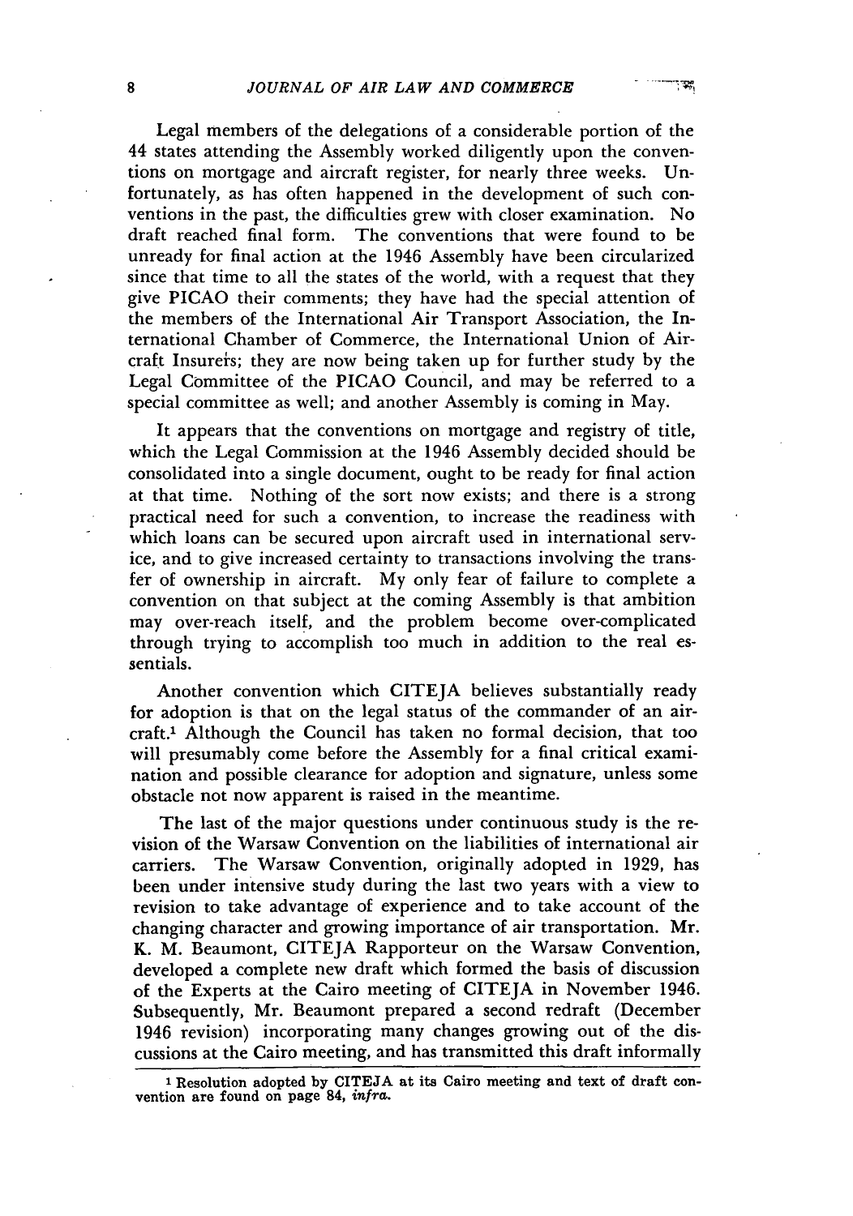Legal members of the delegations of a considerable portion of the 44 states attending the Assembly worked diligently upon the conventions on mortgage and aircraft register, for nearly three weeks. Unfortunately, as has often happened in the development of such conventions in the past, the difficulties grew with closer examination. No draft reached final form. The conventions that were found to be unready for final action at the 1946 Assembly have been circularized since that time to all the states of the world, with a request that they give PICAO their comments; they have had the special attention of the members of the International Air Transport Association, the International Chamber of Commerce, the International Union of Aircraft Insurers; they are now being taken up for further study by the Legal Committee of the PICAO Council, and may be referred to a special committee as well; and another Assembly is coming in May.

It appears that the conventions on mortgage and registry of title, which the Legal Commission at the 1946 Assembly decided should be consolidated into a single document, ought to be ready for final action at that time. Nothing of the sort now exists; and there is a strong practical need for such a convention, to increase the readiness with which loans can be secured upon aircraft used in international service, and to give increased certainty to transactions involving the transfer of ownership in aircraft. My only fear of failure to complete a convention on that subject at the coming Assembly is that ambition may over-reach itself, and the problem become over-complicated through trying to accomplish too much in addition to the real essentials.

Another convention which CITEJA believes substantially ready for adoption is that on the legal status of the commander of an aircraft.[1] Although the Council has taken no formal decision, that too will presumably come before the Assembly for a final critical examination and possible clearance for adoption and signature, unless some obstacle not now apparent is raised in the meantime.

The last of the major questions under continuous study is the revision of the Warsaw Convention on the liabilities of international air carriers. The Warsaw Convention, originally adopted in 1929, has been under intensive study during the last two years with a view to revision to take advantage of experience and to take account of the changing character and growing importance of air transportation. Mr. K. M. Beaumont, CITEJA Rapporteur on the Warsaw Convention, developed a complete new draft which formed the basis of discussion of the Experts at the Cairo meeting of CITEJA in November 1946. Subsequently, Mr. Beaumont prepared a second redraft (December 1946 revision) incorporating many changes growing out of the discussions at the Cairo meeting, and has transmitted this draft informally

---

[1] Resolution adopted by CITEJA at its Cairo meeting and text of draft convention are found on page 84, *infra*.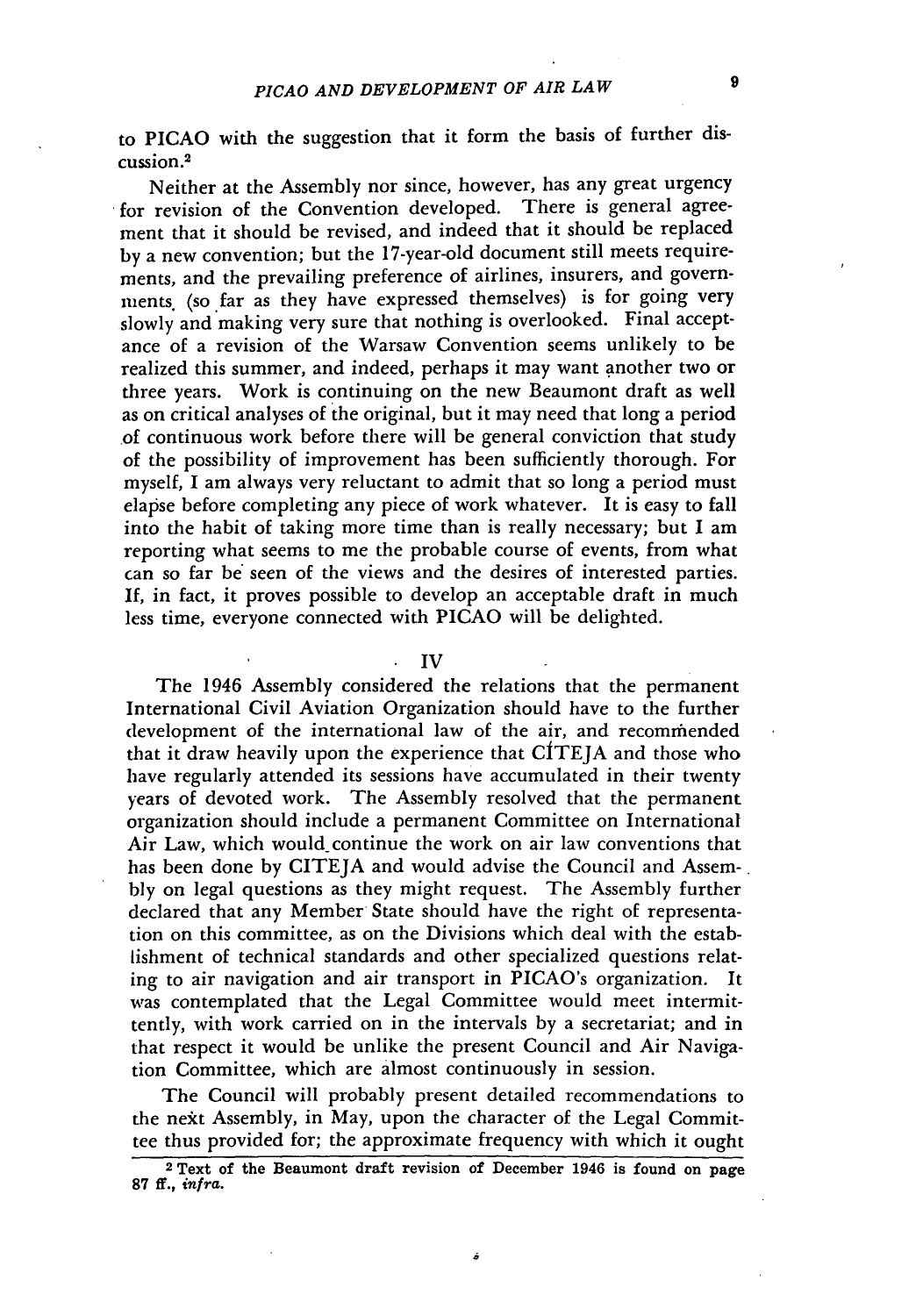to PICAO with the suggestion that it form the basis of further discussion.[2]

Neither at the Assembly nor since, however, has any great urgency for revision of the Convention developed. There is general agreement that it should be revised, and indeed that it should be replaced by a new convention; but the 17-year-old document still meets requirements, and the prevailing preference of airlines, insurers, and governments (so far as they have expressed themselves) is for going very slowly and making very sure that nothing is overlooked. Final acceptance of a revision of the Warsaw Convention seems unlikely to be realized this summer, and indeed, perhaps it may want another two or three years. Work is continuing on the new Beaumont draft as well as on critical analyses of the original, but it may need that long a period of continuous work before there will be general conviction that study of the possibility of improvement has been sufficiently thorough. For myself, I am always very reluctant to admit that so long a period must elapse before completing any piece of work whatever. It is easy to fall into the habit of taking more time than is really necessary; but I am reporting what seems to me the probable course of events, from what can so far be seen of the views and the desires of interested parties. If, in fact, it proves possible to develop an acceptable draft in much less time, everyone connected with PICAO will be delighted.

## IV

The 1946 Assembly considered the relations that the permanent International Civil Aviation Organization should have to the further development of the international law of the air, and recommended that it draw heavily upon the experience that CITEJA and those who have regularly attended its sessions have accumulated in their twenty years of devoted work. The Assembly resolved that the permanent organization should include a permanent Committee on International Air Law, which would continue the work on air law conventions that has been done by CITEJA and would advise the Council and Assembly on legal questions as they might request. The Assembly further declared that any Member State should have the right of representation on this committee, as on the Divisions which deal with the establishment of technical standards and other specialized questions relating to air navigation and air transport in PICAO's organization. It was contemplated that the Legal Committee would meet intermittently, with work carried on in the intervals by a secretariat; and in that respect it would be unlike the present Council and Air Navigation Committee, which are almost continuously in session.

The Council will probably present detailed recommendations to the next Assembly, in May, upon the character of the Legal Committee thus provided for; the approximate frequency with which it ought

---

[2] Text of the Beaumont draft revision of December 1946 is found on page 87 ff., *infra*.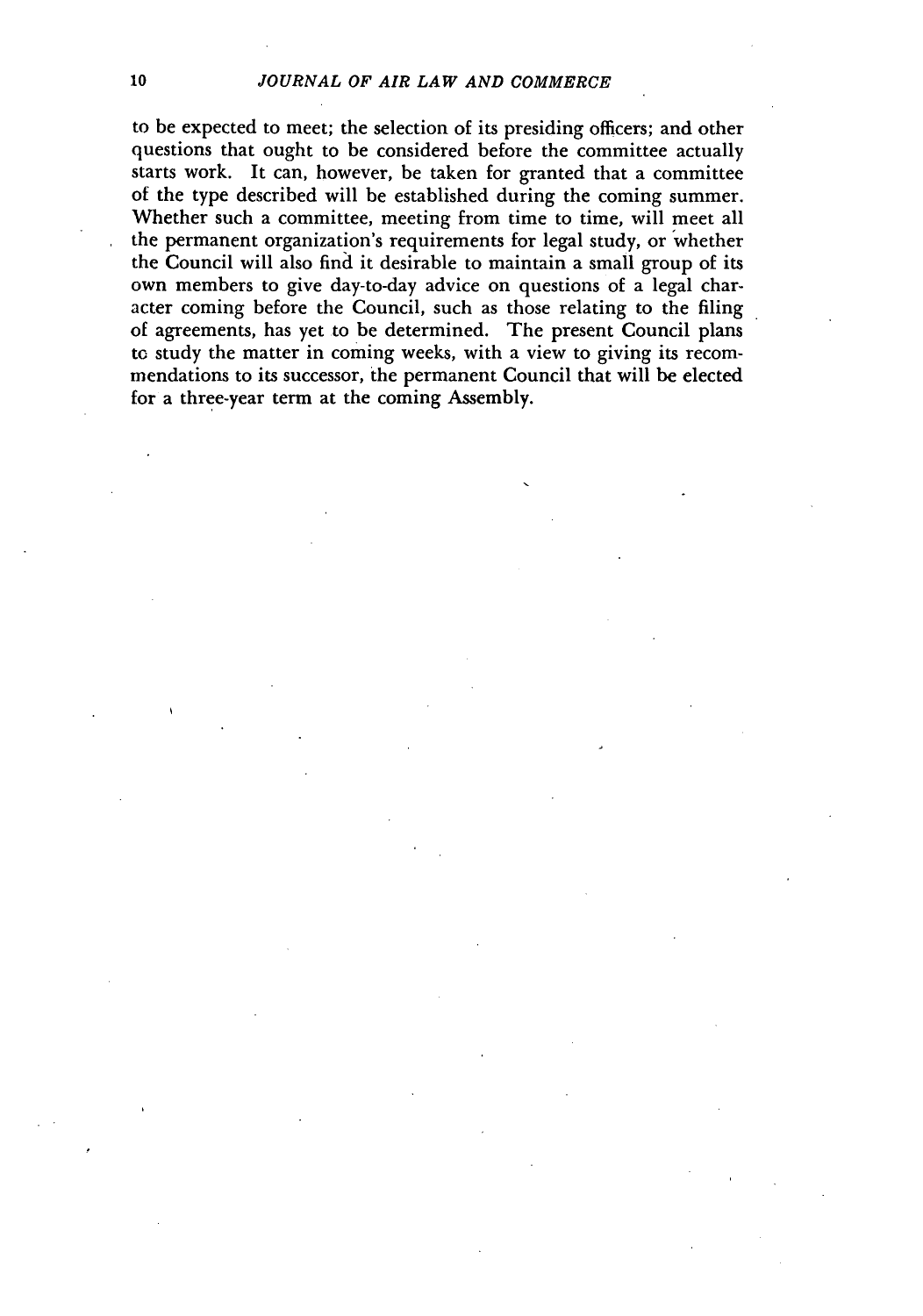to be expected to meet; the selection of its presiding officers; and other questions that ought to be considered before the committee actually starts work. It can, however, be taken for granted that a committee of the type described will be established during the coming summer. Whether such a committee, meeting from time to time, will meet all the permanent organization's requirements for legal study, or whether the Council will also find it desirable to maintain a small group of its own members to give day-to-day advice on questions of a legal character coming before the Council, such as those relating to the filing of agreements, has yet to be determined. The present Council plans to study the matter in coming weeks, with a view to giving its recommendations to its successor, the permanent Council that will be elected for a three-year term at the coming Assembly.